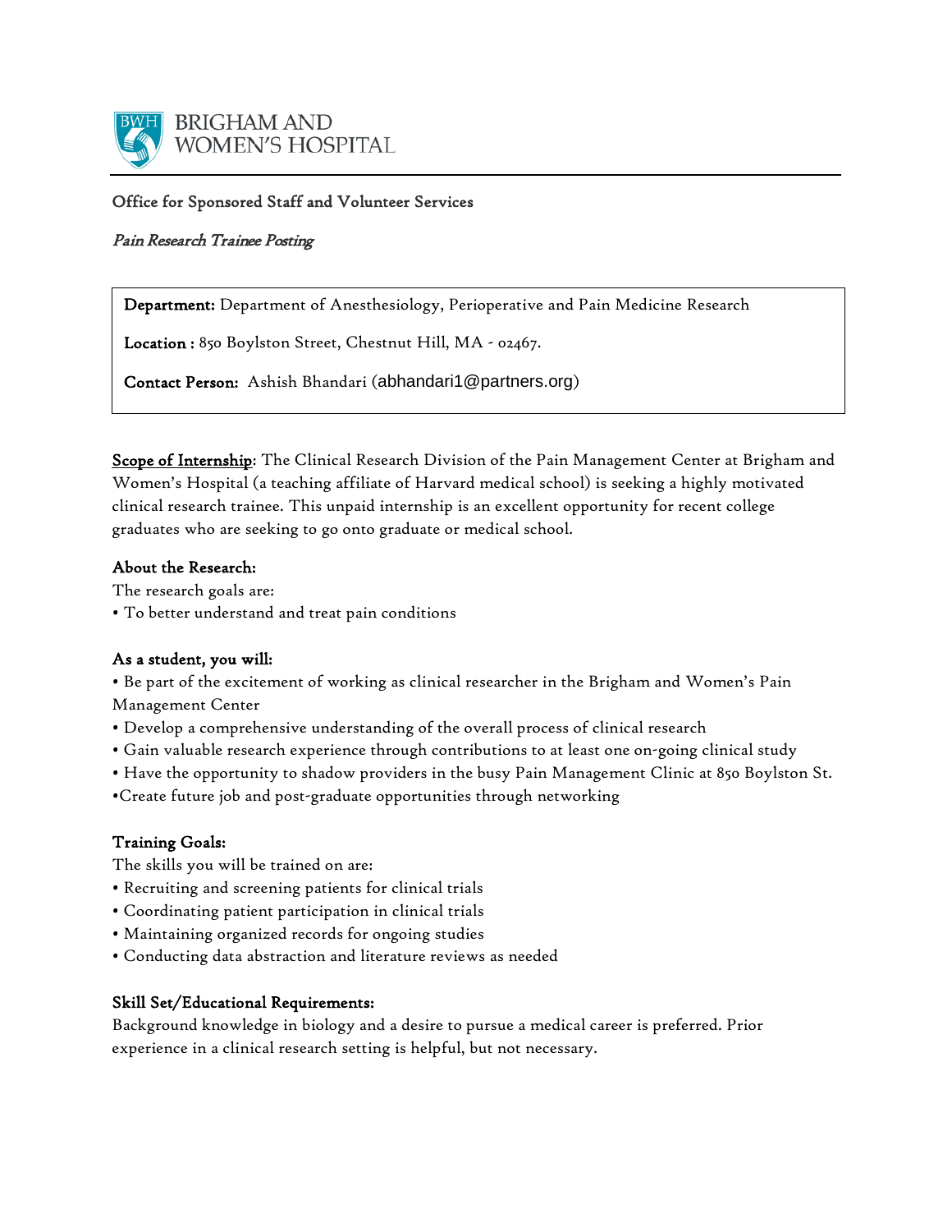BRIGHAM AND WOMEN'S HOSPITAL

Office for Sponsored Staff and Volunteer Services

*Pain Research Trainee Posting*

**Department:** Department of Anesthesiology, Perioperative and Pain Medicine Research

**Location :** 850 Boylston Street, Chestnut Hill, MA - 02467.

**Contact Person:** Ashish Bhandari (abhandari1@partners.org)

**Scope of Internship**: The Clinical Research Division of the Pain Management Center at Brigham and Women's Hospital (a teaching affiliate of Harvard medical school) is seeking a highly motivated clinical research trainee. This unpaid internship is an excellent opportunity for recent college graduates who are seeking to go onto graduate or medical school.

**About the Research:**

The research goals are:

- To better understand and treat pain conditions

**As a student, you will:**

- Be part of the excitement of working as clinical researcher in the Brigham and Women's Pain Management Center
- Develop a comprehensive understanding of the overall process of clinical research
- Gain valuable research experience through contributions to at least one on-going clinical study
- Have the opportunity to shadow providers in the busy Pain Management Clinic at 850 Boylston St.
- Create future job and post-graduate opportunities through networking

**Training Goals:**

The skills you will be trained on are:

- Recruiting and screening patients for clinical trials
- Coordinating patient participation in clinical trials
- Maintaining organized records for ongoing studies
- Conducting data abstraction and literature reviews as needed

**Skill Set/Educational Requirements:**

Background knowledge in biology and a desire to pursue a medical career is preferred. Prior experience in a clinical research setting is helpful, but not necessary.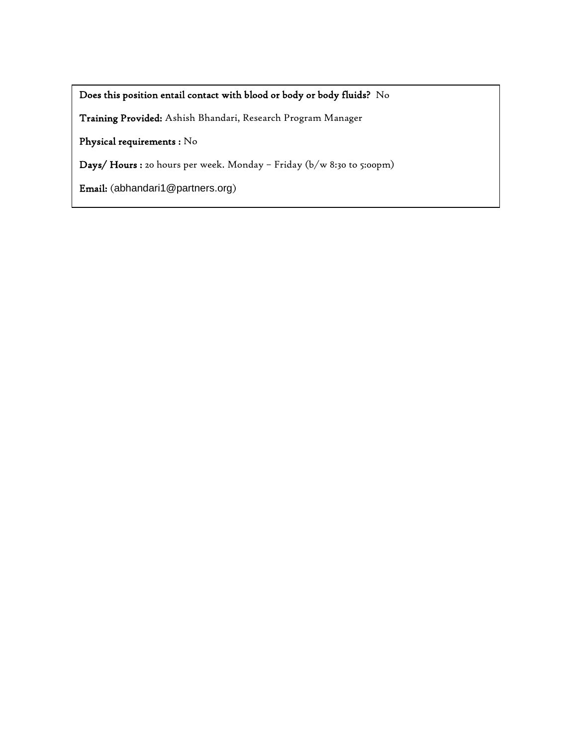**Does this position entail contact with blood or body or body fluids?** No

**Training Provided:** Ashish Bhandari, Research Program Manager

**Physical requirements :** No

**Days/ Hours :** 20 hours per week. Monday – Friday (b/w 8:30 to 5:00pm)

**Email:** (abhandari1@partners.org)